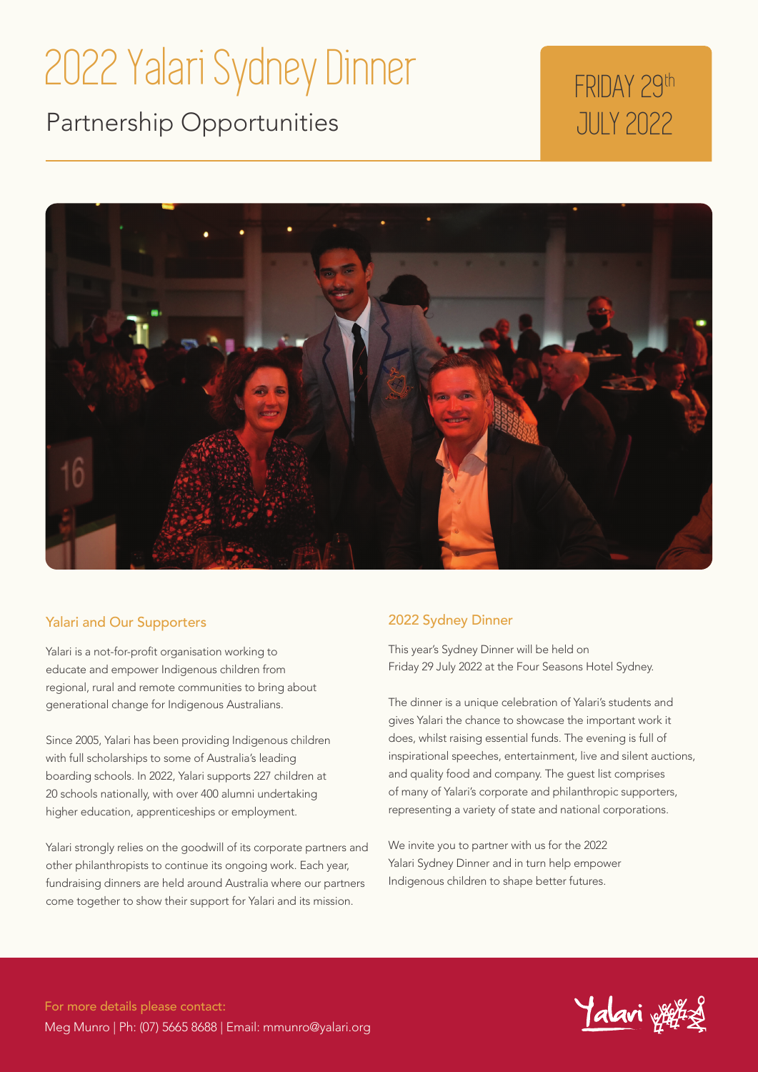# 2022 Yalari Sydney Dinner

## Partnership Opportunities

FRIDAY 29th JULY 2022

### Yalari and Our Supporters

Yalari is a not-for-profit organisation working to educate and empower Indigenous children from regional, rural and remote communities to bring about generational change for Indigenous Australians.

Since 2005, Yalari has been providing Indigenous children with full scholarships to some of Australia's leading boarding schools. In 2022, Yalari supports 227 children at 20 schools nationally, with over 400 alumni undertaking higher education, apprenticeships or employment.

Yalari strongly relies on the goodwill of its corporate partners and other philanthropists to continue its ongoing work. Each year, fundraising dinners are held around Australia where our partners come together to show their support for Yalari and its mission.

### 2022 Sydney Dinner

This year's Sydney Dinner will be held on Friday 29 July 2022 at the Four Seasons Hotel Sydney.

The dinner is a unique celebration of Yalari's students and gives Yalari the chance to showcase the important work it does, whilst raising essential funds. The evening is full of inspirational speeches, entertainment, live and silent auctions, and quality food and company. The guest list comprises of many of Yalari's corporate and philanthropic supporters, representing a variety of state and national corporations.

We invite you to partner with us for the 2022 Yalari Sydney Dinner and in turn help empower Indigenous children to shape better futures.

For more details please contact:
Meg Munro | Ph: (07) 5665 8688 | Email: mmunro@yalari.org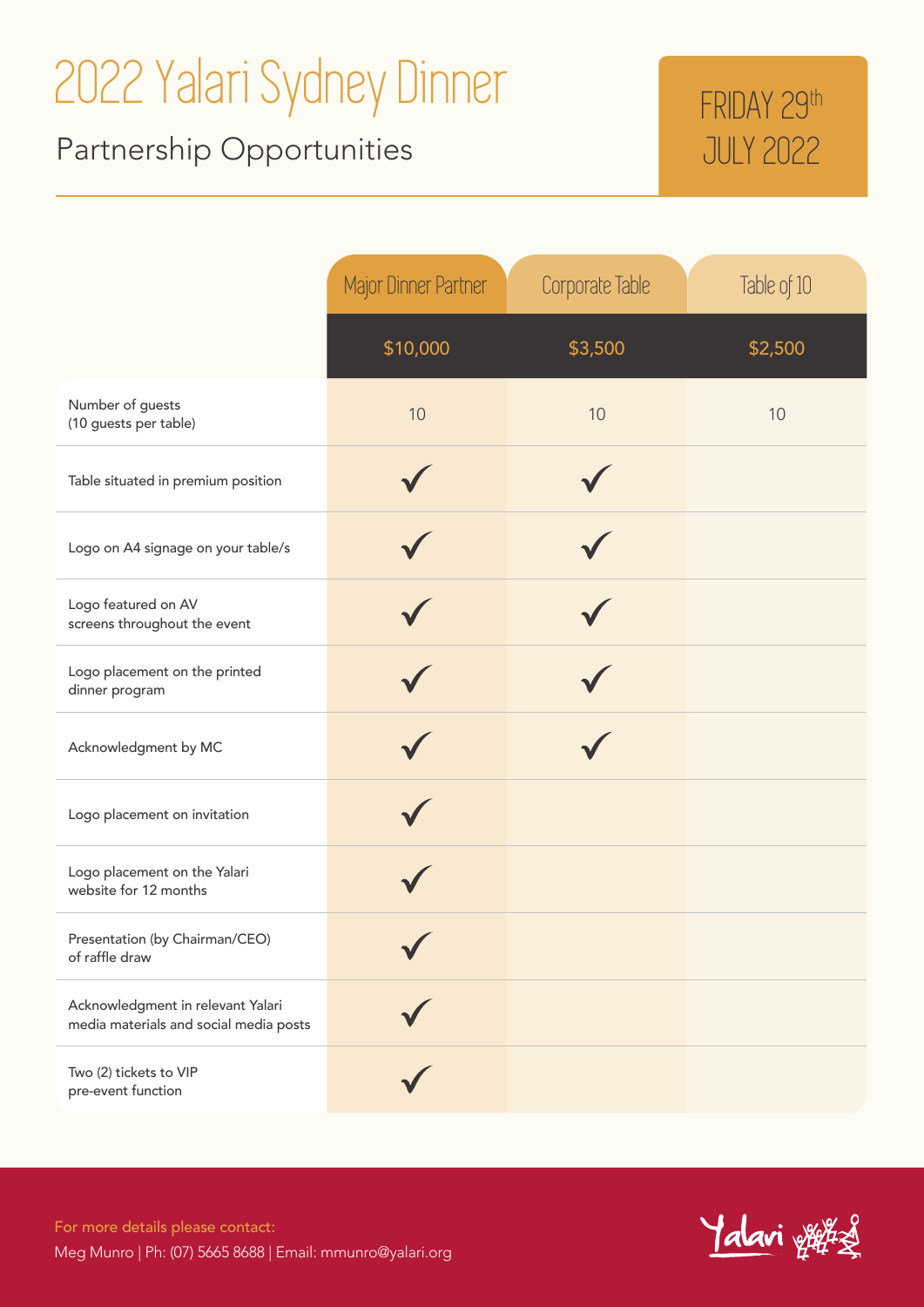# 2022 Yalari Sydney Dinner

## Partnership Opportunities

FRIDAY 29th JULY 2022

| | Major Dinner Partner | Corporate Table | Table of 10 |
|---|---|---|---|
| | $10,000 | $3,500 | $2,500 |
| Number of guests (10 guests per table) | 10 | 10 | 10 |
| Table situated in premium position | ✓ | ✓ | |
| Logo on A4 signage on your table/s | ✓ | ✓ | |
| Logo featured on AV screens throughout the event | ✓ | ✓ | |
| Logo placement on the printed dinner program | ✓ | ✓ | |
| Acknowledgment by MC | ✓ | ✓ | |
| Logo placement on invitation | ✓ | | |
| Logo placement on the Yalari website for 12 months | ✓ | | |
| Presentation (by Chairman/CEO) of raffle draw | ✓ | | |
| Acknowledgment in relevant Yalari media materials and social media posts | ✓ | | |
| Two (2) tickets to VIP pre-event function | ✓ | | |

For more details please contact:
Meg Munro | Ph: (07) 5665 8688 | Email: mmunro@yalari.org

Yalari